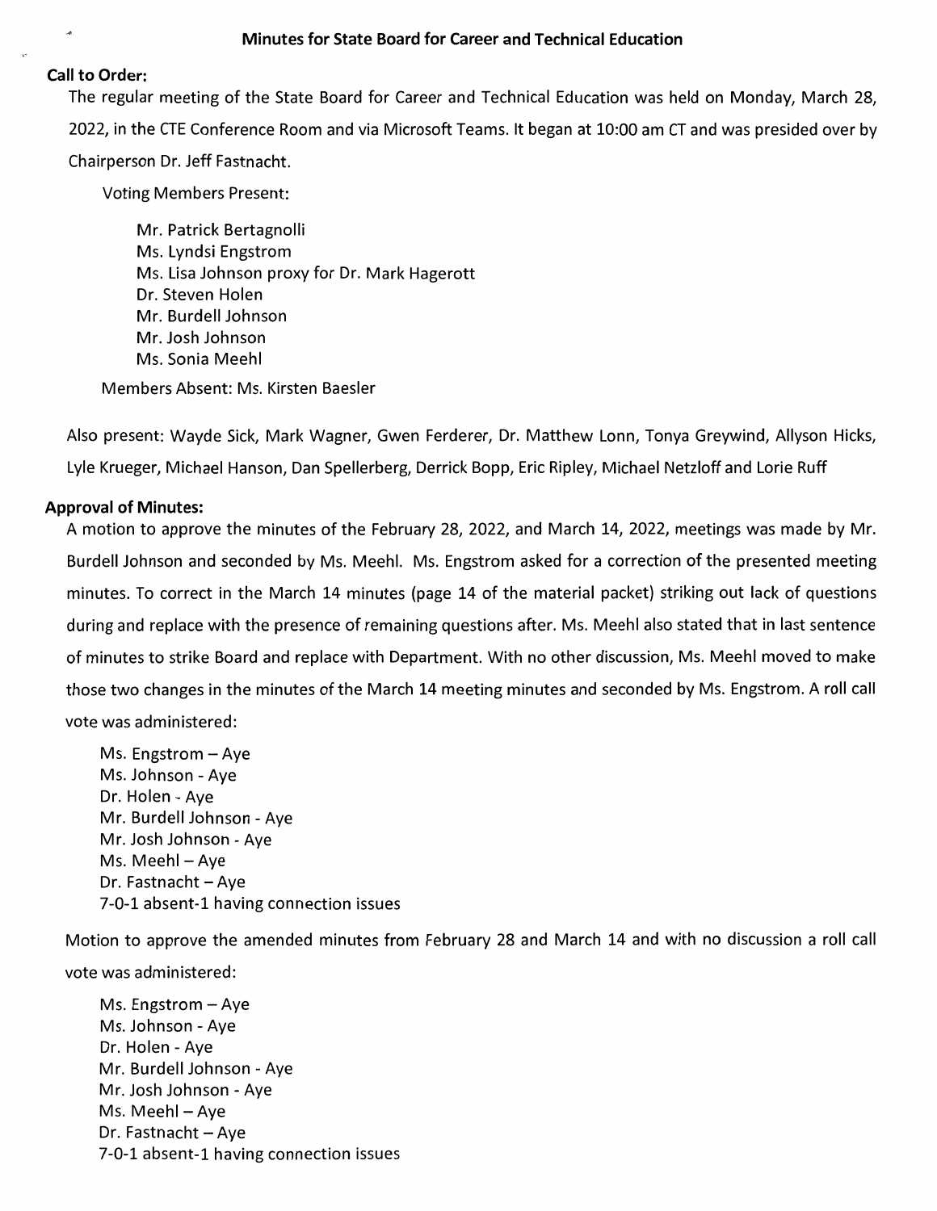# Minutes for State Board for Career and Technical Education

**Call to Order:**

The regular meeting of the State Board for Career and Technical Education was held on Monday, March 28, 2022, in the CTE Conference Room and via Microsoft Teams. It began at 10:00 am CT and was presided over by Chairperson Dr. Jeff Fastnacht.

Voting Members Present:

Mr. Patrick Bertagnolli
Ms. Lyndsi Engstrom
Ms. Lisa Johnson proxy for Dr. Mark Hagerott
Dr. Steven Holen
Mr. Burdell Johnson
Mr. Josh Johnson
Ms. Sonia Meehl

Members Absent: Ms. Kirsten Baesler

Also present: Wayde Sick, Mark Wagner, Gwen Ferderer, Dr. Matthew Lonn, Tonya Greywind, Allyson Hicks, Lyle Krueger, Michael Hanson, Dan Spellerberg, Derrick Bopp, Eric Ripley, Michael Netzloff and Lorie Ruff

**Approval of Minutes:**

A motion to approve the minutes of the February 28, 2022, and March 14, 2022, meetings was made by Mr. Burdell Johnson and seconded by Ms. Meehl. Ms. Engstrom asked for a correction of the presented meeting minutes. To correct in the March 14 minutes (page 14 of the material packet) striking out lack of questions during and replace with the presence of remaining questions after. Ms. Meehl also stated that in last sentence of minutes to strike Board and replace with Department. With no other discussion, Ms. Meehl moved to make those two changes in the minutes of the March 14 meeting minutes and seconded by Ms. Engstrom. A roll call vote was administered:

Ms. Engstrom – Aye
Ms. Johnson - Aye
Dr. Holen - Aye
Mr. Burdell Johnson - Aye
Mr. Josh Johnson - Aye
Ms. Meehl – Aye
Dr. Fastnacht – Aye
7-0-1 absent-1 having connection issues

Motion to approve the amended minutes from February 28 and March 14 and with no discussion a roll call vote was administered:

Ms. Engstrom – Aye
Ms. Johnson - Aye
Dr. Holen - Aye
Mr. Burdell Johnson - Aye
Mr. Josh Johnson - Aye
Ms. Meehl – Aye
Dr. Fastnacht – Aye
7-0-1 absent-1 having connection issues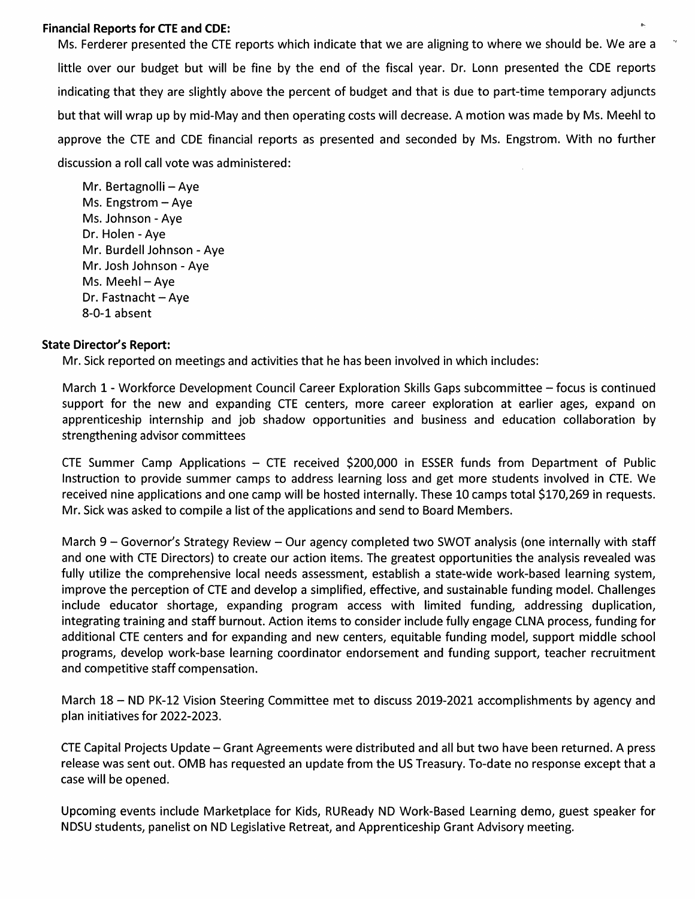**Financial Reports for CTE and CDE:**

Ms. Ferderer presented the CTE reports which indicate that we are aligning to where we should be. We are a little over our budget but will be fine by the end of the fiscal year. Dr. Lonn presented the CDE reports indicating that they are slightly above the percent of budget and that is due to part-time temporary adjuncts but that will wrap up by mid-May and then operating costs will decrease. A motion was made by Ms. Meehl to approve the CTE and CDE financial reports as presented and seconded by Ms. Engstrom. With no further discussion a roll call vote was administered:

Mr. Bertagnolli – Aye
Ms. Engstrom – Aye
Ms. Johnson - Aye
Dr. Holen - Aye
Mr. Burdell Johnson - Aye
Mr. Josh Johnson - Aye
Ms. Meehl – Aye
Dr. Fastnacht – Aye
8-0-1 absent

**State Director's Report:**

Mr. Sick reported on meetings and activities that he has been involved in which includes:

March 1 - Workforce Development Council Career Exploration Skills Gaps subcommittee – focus is continued support for the new and expanding CTE centers, more career exploration at earlier ages, expand on apprenticeship internship and job shadow opportunities and business and education collaboration by strengthening advisor committees

CTE Summer Camp Applications – CTE received $200,000 in ESSER funds from Department of Public Instruction to provide summer camps to address learning loss and get more students involved in CTE. We received nine applications and one camp will be hosted internally. These 10 camps total $170,269 in requests. Mr. Sick was asked to compile a list of the applications and send to Board Members.

March 9 – Governor's Strategy Review – Our agency completed two SWOT analysis (one internally with staff and one with CTE Directors) to create our action items. The greatest opportunities the analysis revealed was fully utilize the comprehensive local needs assessment, establish a state-wide work-based learning system, improve the perception of CTE and develop a simplified, effective, and sustainable funding model. Challenges include educator shortage, expanding program access with limited funding, addressing duplication, integrating training and staff burnout. Action items to consider include fully engage CLNA process, funding for additional CTE centers and for expanding and new centers, equitable funding model, support middle school programs, develop work-base learning coordinator endorsement and funding support, teacher recruitment and competitive staff compensation.

March 18 – ND PK-12 Vision Steering Committee met to discuss 2019-2021 accomplishments by agency and plan initiatives for 2022-2023.

CTE Capital Projects Update – Grant Agreements were distributed and all but two have been returned. A press release was sent out. OMB has requested an update from the US Treasury. To-date no response except that a case will be opened.

Upcoming events include Marketplace for Kids, RUReady ND Work-Based Learning demo, guest speaker for NDSU students, panelist on ND Legislative Retreat, and Apprenticeship Grant Advisory meeting.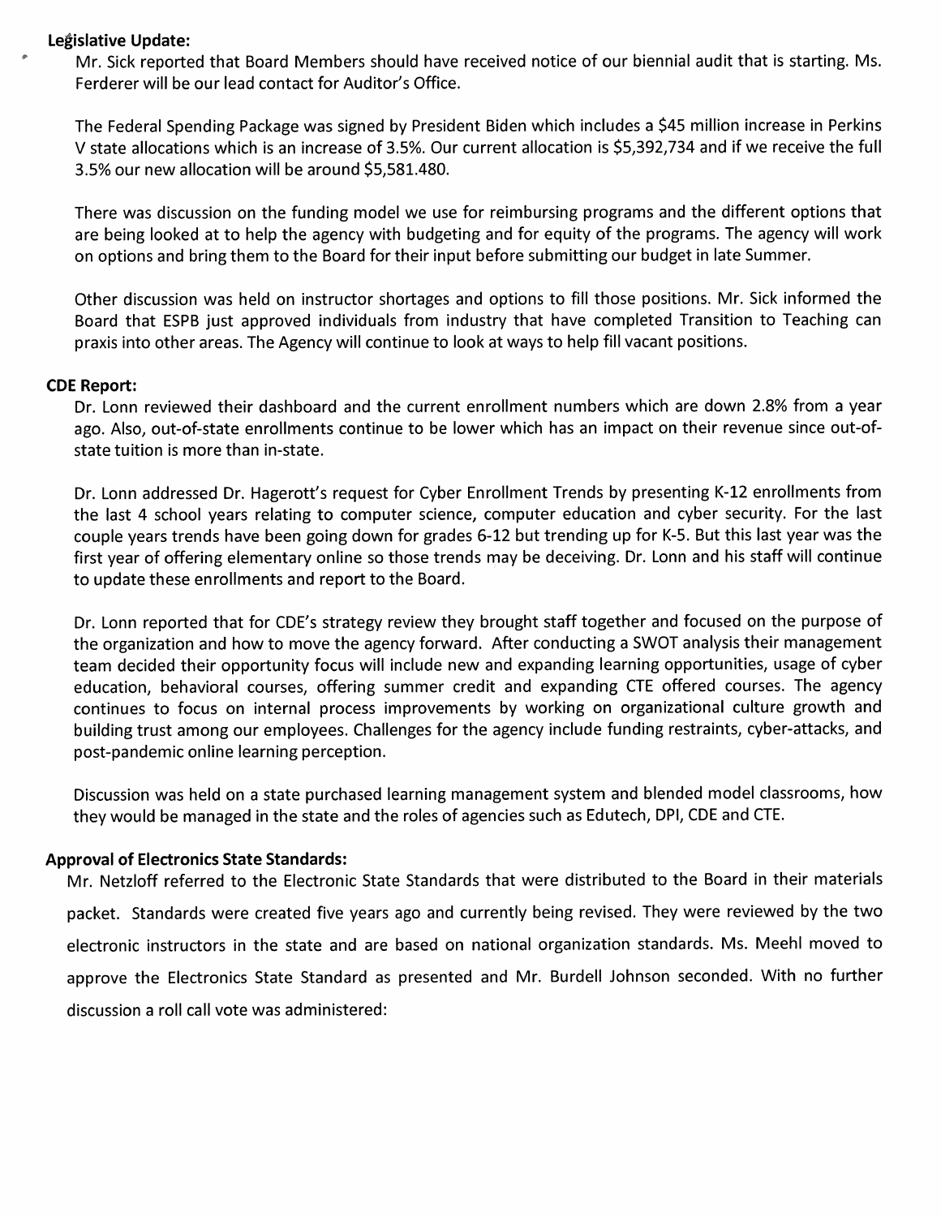**Legislative Update:**

Mr. Sick reported that Board Members should have received notice of our biennial audit that is starting. Ms. Ferderer will be our lead contact for Auditor's Office.

The Federal Spending Package was signed by President Biden which includes a $45 million increase in Perkins V state allocations which is an increase of 3.5%. Our current allocation is $5,392,734 and if we receive the full 3.5% our new allocation will be around $5,581.480.

There was discussion on the funding model we use for reimbursing programs and the different options that are being looked at to help the agency with budgeting and for equity of the programs. The agency will work on options and bring them to the Board for their input before submitting our budget in late Summer.

Other discussion was held on instructor shortages and options to fill those positions. Mr. Sick informed the Board that ESPB just approved individuals from industry that have completed Transition to Teaching can praxis into other areas. The Agency will continue to look at ways to help fill vacant positions.

**CDE Report:**

Dr. Lonn reviewed their dashboard and the current enrollment numbers which are down 2.8% from a year ago. Also, out-of-state enrollments continue to be lower which has an impact on their revenue since out-of-state tuition is more than in-state.

Dr. Lonn addressed Dr. Hagerott's request for Cyber Enrollment Trends by presenting K-12 enrollments from the last 4 school years relating to computer science, computer education and cyber security. For the last couple years trends have been going down for grades 6-12 but trending up for K-5. But this last year was the first year of offering elementary online so those trends may be deceiving. Dr. Lonn and his staff will continue to update these enrollments and report to the Board.

Dr. Lonn reported that for CDE's strategy review they brought staff together and focused on the purpose of the organization and how to move the agency forward. After conducting a SWOT analysis their management team decided their opportunity focus will include new and expanding learning opportunities, usage of cyber education, behavioral courses, offering summer credit and expanding CTE offered courses. The agency continues to focus on internal process improvements by working on organizational culture growth and building trust among our employees. Challenges for the agency include funding restraints, cyber-attacks, and post-pandemic online learning perception.

Discussion was held on a state purchased learning management system and blended model classrooms, how they would be managed in the state and the roles of agencies such as Edutech, DPI, CDE and CTE.

**Approval of Electronics State Standards:**

Mr. Netzloff referred to the Electronic State Standards that were distributed to the Board in their materials packet. Standards were created five years ago and currently being revised. They were reviewed by the two electronic instructors in the state and are based on national organization standards. Ms. Meehl moved to approve the Electronics State Standard as presented and Mr. Burdell Johnson seconded. With no further discussion a roll call vote was administered: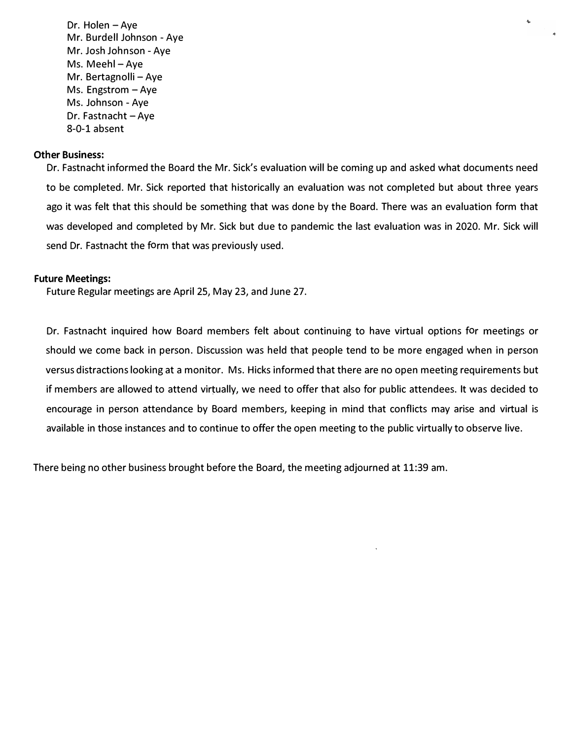Dr. Holen – Aye
Mr. Burdell Johnson - Aye
Mr. Josh Johnson - Aye
Ms. Meehl – Aye
Mr. Bertagnolli – Aye
Ms. Engstrom – Aye
Ms. Johnson - Aye
Dr. Fastnacht – Aye
8-0-1 absent

**Other Business:**

Dr. Fastnacht informed the Board the Mr. Sick's evaluation will be coming up and asked what documents need to be completed. Mr. Sick reported that historically an evaluation was not completed but about three years ago it was felt that this should be something that was done by the Board. There was an evaluation form that was developed and completed by Mr. Sick but due to pandemic the last evaluation was in 2020. Mr. Sick will send Dr. Fastnacht the form that was previously used.

**Future Meetings:**

Future Regular meetings are April 25, May 23, and June 27.

Dr. Fastnacht inquired how Board members felt about continuing to have virtual options for meetings or should we come back in person. Discussion was held that people tend to be more engaged when in person versus distractions looking at a monitor. Ms. Hicks informed that there are no open meeting requirements but if members are allowed to attend virtually, we need to offer that also for public attendees. It was decided to encourage in person attendance by Board members, keeping in mind that conflicts may arise and virtual is available in those instances and to continue to offer the open meeting to the public virtually to observe live.

There being no other business brought before the Board, the meeting adjourned at 11:39 am.